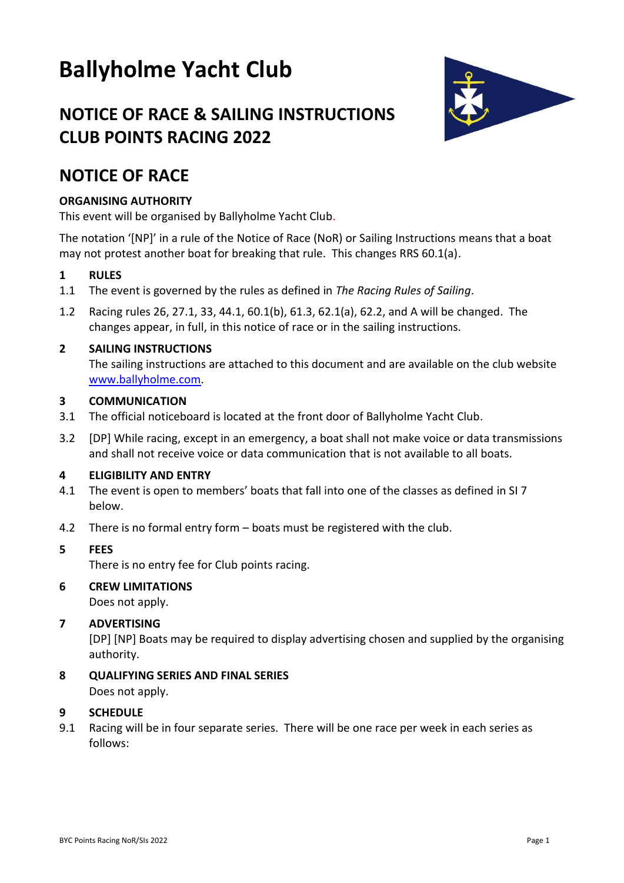# Ballyholme Yacht Club

## NOTICE OF RACE & SAILING INSTRUCTIONS CLUB POINTS RACING 2022

## NOTICE OF RACE

**ORGANISING AUTHORITY**

This event will be organised by Ballyholme Yacht Club.

The notation '[NP]' in a rule of the Notice of Race (NoR) or Sailing Instructions means that a boat may not protest another boat for breaking that rule. This changes RRS 60.1(a).

**1 RULES**

1.1 The event is governed by the rules as defined in *The Racing Rules of Sailing*.

1.2 Racing rules 26, 27.1, 33, 44.1, 60.1(b), 61.3, 62.1(a), 62.2, and A will be changed. The changes appear, in full, in this notice of race or in the sailing instructions.

**2 SAILING INSTRUCTIONS**

The sailing instructions are attached to this document and are available on the club website www.ballyholme.com.

**3 COMMUNICATION**

3.1 The official noticeboard is located at the front door of Ballyholme Yacht Club.

3.2 [DP] While racing, except in an emergency, a boat shall not make voice or data transmissions and shall not receive voice or data communication that is not available to all boats.

**4 ELIGIBILITY AND ENTRY**

4.1 The event is open to members' boats that fall into one of the classes as defined in SI 7 below.

4.2 There is no formal entry form – boats must be registered with the club.

**5 FEES**

There is no entry fee for Club points racing.

**6 CREW LIMITATIONS**

Does not apply.

**7 ADVERTISING**

[DP] [NP] Boats may be required to display advertising chosen and supplied by the organising authority.

**8 QUALIFYING SERIES AND FINAL SERIES**

Does not apply.

**9 SCHEDULE**

9.1 Racing will be in four separate series. There will be one race per week in each series as follows: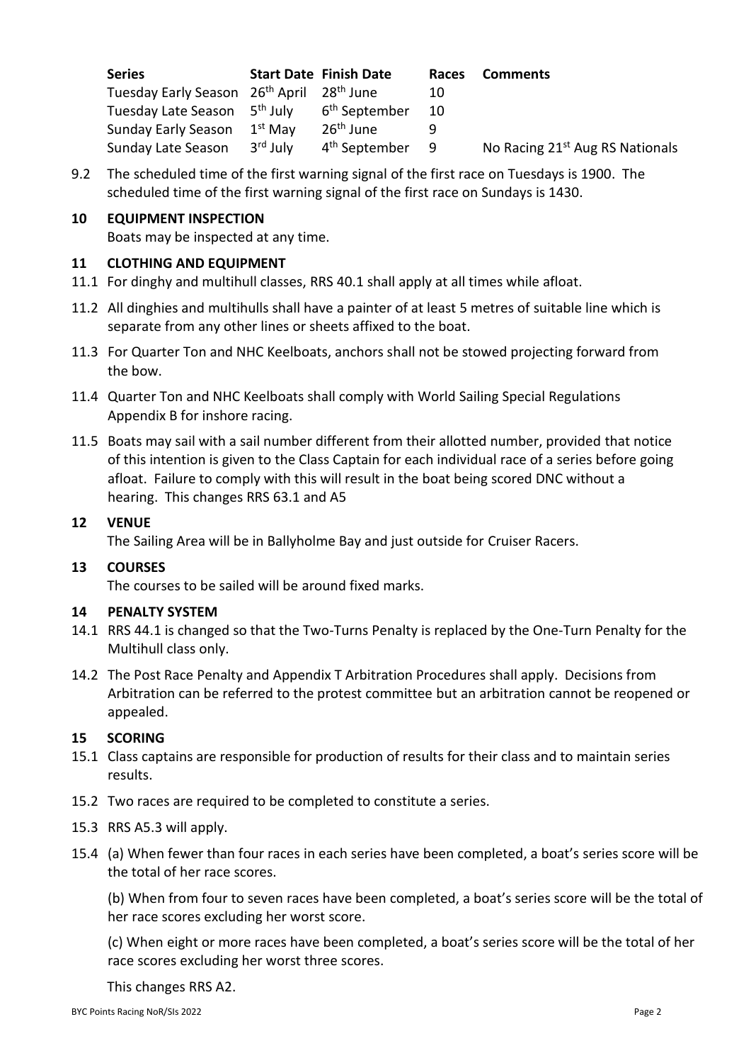| Series | Start Date | Finish Date | Races | Comments |
|---|---|---|---|---|
| Tuesday Early Season | 26th April | 28th June | 10 | |
| Tuesday Late Season | 5th July | 6th September | 10 | |
| Sunday Early Season | 1st May | 26th June | 9 | |
| Sunday Late Season | 3rd July | 4th September | 9 | No Racing 21st Aug RS Nationals |

9.2 The scheduled time of the first warning signal of the first race on Tuesdays is 1900. The scheduled time of the first warning signal of the first race on Sundays is 1430.

## 10 EQUIPMENT INSPECTION

Boats may be inspected at any time.

## 11 CLOTHING AND EQUIPMENT

11.1 For dinghy and multihull classes, RRS 40.1 shall apply at all times while afloat.

11.2 All dinghies and multihulls shall have a painter of at least 5 metres of suitable line which is separate from any other lines or sheets affixed to the boat.

11.3 For Quarter Ton and NHC Keelboats, anchors shall not be stowed projecting forward from the bow.

11.4 Quarter Ton and NHC Keelboats shall comply with World Sailing Special Regulations Appendix B for inshore racing.

11.5 Boats may sail with a sail number different from their allotted number, provided that notice of this intention is given to the Class Captain for each individual race of a series before going afloat. Failure to comply with this will result in the boat being scored DNC without a hearing. This changes RRS 63.1 and A5

## 12 VENUE

The Sailing Area will be in Ballyholme Bay and just outside for Cruiser Racers.

## 13 COURSES

The courses to be sailed will be around fixed marks.

## 14 PENALTY SYSTEM

14.1 RRS 44.1 is changed so that the Two-Turns Penalty is replaced by the One-Turn Penalty for the Multihull class only.

14.2 The Post Race Penalty and Appendix T Arbitration Procedures shall apply. Decisions from Arbitration can be referred to the protest committee but an arbitration cannot be reopened or appealed.

## 15 SCORING

15.1 Class captains are responsible for production of results for their class and to maintain series results.

15.2 Two races are required to be completed to constitute a series.

15.3 RRS A5.3 will apply.

15.4 (a) When fewer than four races in each series have been completed, a boat's series score will be the total of her race scores.

(b) When from four to seven races have been completed, a boat's series score will be the total of her race scores excluding her worst score.

(c) When eight or more races have been completed, a boat's series score will be the total of her race scores excluding her worst three scores.

This changes RRS A2.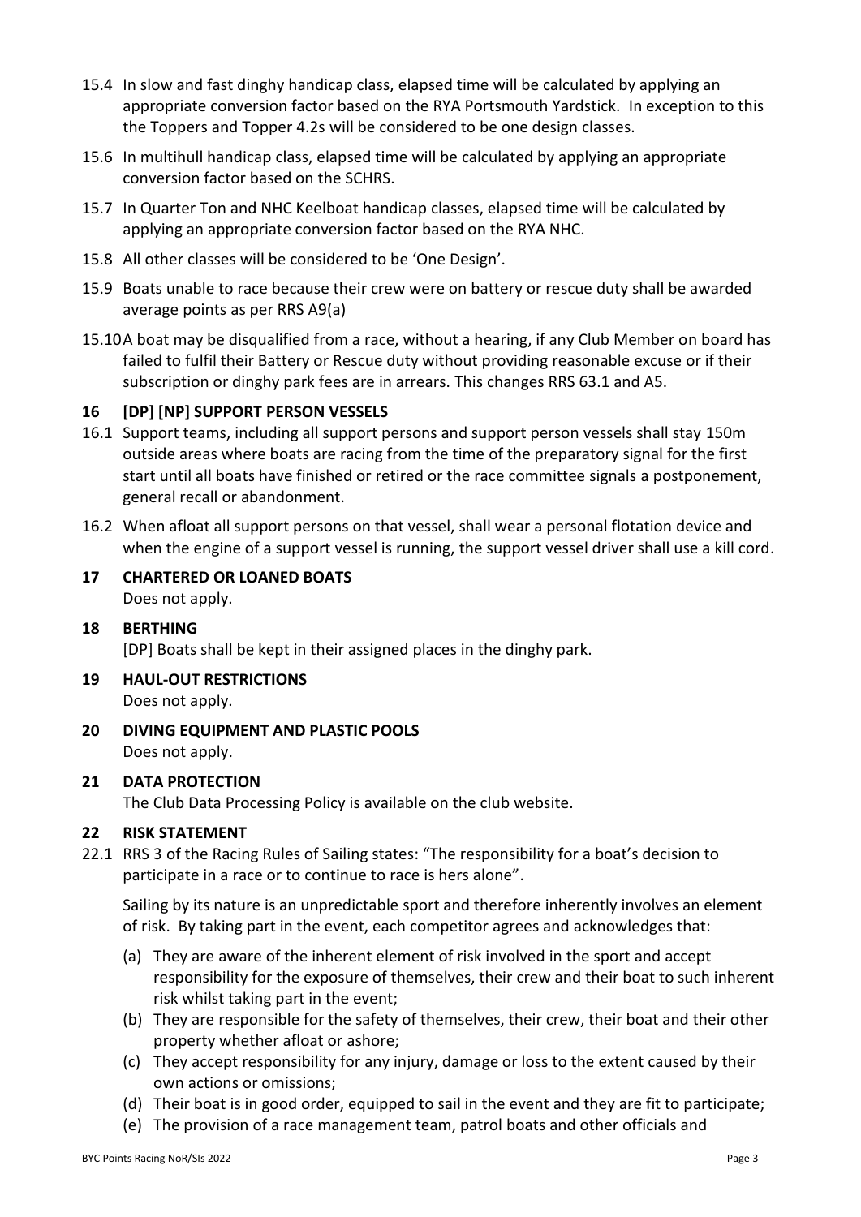15.4 In slow and fast dinghy handicap class, elapsed time will be calculated by applying an appropriate conversion factor based on the RYA Portsmouth Yardstick. In exception to this the Toppers and Topper 4.2s will be considered to be one design classes.

15.6 In multihull handicap class, elapsed time will be calculated by applying an appropriate conversion factor based on the SCHRS.

15.7 In Quarter Ton and NHC Keelboat handicap classes, elapsed time will be calculated by applying an appropriate conversion factor based on the RYA NHC.

15.8 All other classes will be considered to be 'One Design'.

15.9 Boats unable to race because their crew were on battery or rescue duty shall be awarded average points as per RRS A9(a)

15.10 A boat may be disqualified from a race, without a hearing, if any Club Member on board has failed to fulfil their Battery or Rescue duty without providing reasonable excuse or if their subscription or dinghy park fees are in arrears. This changes RRS 63.1 and A5.

## 16 [DP] [NP] SUPPORT PERSON VESSELS

16.1 Support teams, including all support persons and support person vessels shall stay 150m outside areas where boats are racing from the time of the preparatory signal for the first start until all boats have finished or retired or the race committee signals a postponement, general recall or abandonment.

16.2 When afloat all support persons on that vessel, shall wear a personal flotation device and when the engine of a support vessel is running, the support vessel driver shall use a kill cord.

## 17 CHARTERED OR LOANED BOATS

Does not apply.

## 18 BERTHING

[DP] Boats shall be kept in their assigned places in the dinghy park.

## 19 HAUL-OUT RESTRICTIONS

Does not apply.

## 20 DIVING EQUIPMENT AND PLASTIC POOLS

Does not apply.

## 21 DATA PROTECTION

The Club Data Processing Policy is available on the club website.

## 22 RISK STATEMENT

22.1 RRS 3 of the Racing Rules of Sailing states: "The responsibility for a boat's decision to participate in a race or to continue to race is hers alone".

Sailing by its nature is an unpredictable sport and therefore inherently involves an element of risk. By taking part in the event, each competitor agrees and acknowledges that:

(a) They are aware of the inherent element of risk involved in the sport and accept responsibility for the exposure of themselves, their crew and their boat to such inherent risk whilst taking part in the event;
(b) They are responsible for the safety of themselves, their crew, their boat and their other property whether afloat or ashore;
(c) They accept responsibility for any injury, damage or loss to the extent caused by their own actions or omissions;
(d) Their boat is in good order, equipped to sail in the event and they are fit to participate;
(e) The provision of a race management team, patrol boats and other officials and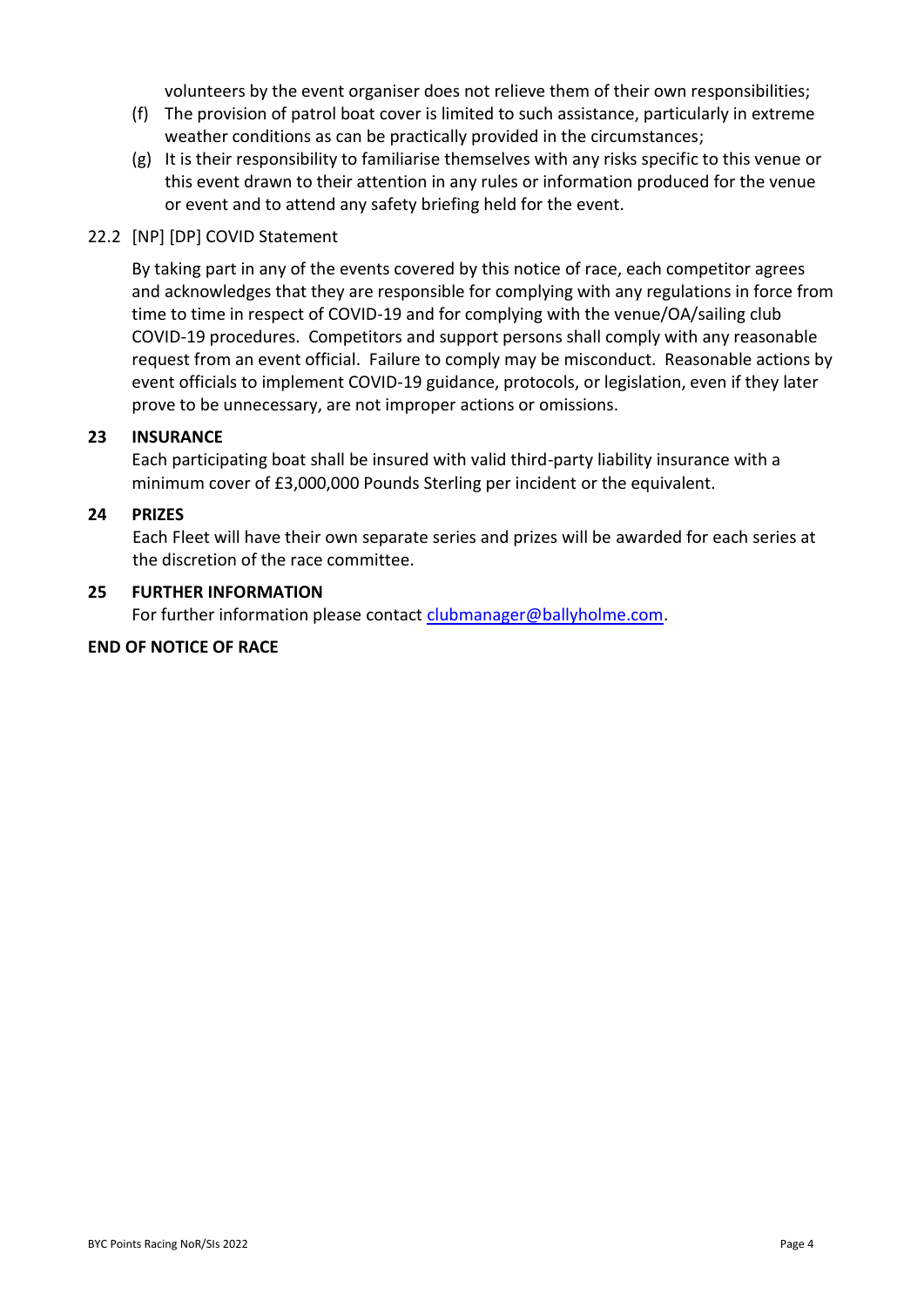volunteers by the event organiser does not relieve them of their own responsibilities;

(f) The provision of patrol boat cover is limited to such assistance, particularly in extreme weather conditions as can be practically provided in the circumstances;

(g) It is their responsibility to familiarise themselves with any risks specific to this venue or this event drawn to their attention in any rules or information produced for the venue or event and to attend any safety briefing held for the event.

22.2 [NP] [DP] COVID Statement

By taking part in any of the events covered by this notice of race, each competitor agrees and acknowledges that they are responsible for complying with any regulations in force from time to time in respect of COVID-19 and for complying with the venue/OA/sailing club COVID-19 procedures. Competitors and support persons shall comply with any reasonable request from an event official. Failure to comply may be misconduct. Reasonable actions by event officials to implement COVID-19 guidance, protocols, or legislation, even if they later prove to be unnecessary, are not improper actions or omissions.

## 23 INSURANCE

Each participating boat shall be insured with valid third-party liability insurance with a minimum cover of £3,000,000 Pounds Sterling per incident or the equivalent.

## 24 PRIZES

Each Fleet will have their own separate series and prizes will be awarded for each series at the discretion of the race committee.

## 25 FURTHER INFORMATION

For further information please contact clubmanager@ballyholme.com.

**END OF NOTICE OF RACE**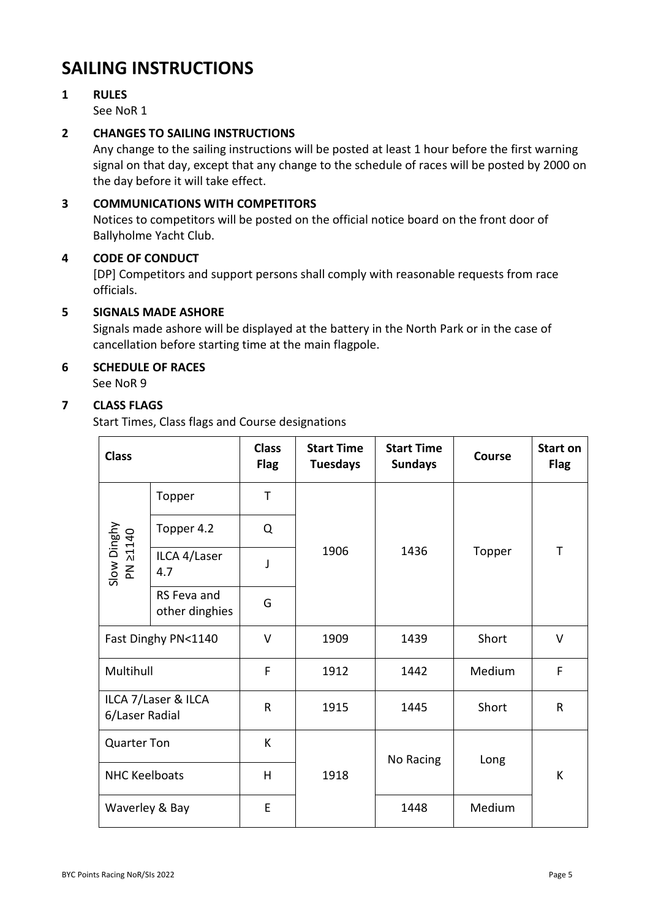# SAILING INSTRUCTIONS

## 1 RULES

See NoR 1

## 2 CHANGES TO SAILING INSTRUCTIONS

Any change to the sailing instructions will be posted at least 1 hour before the first warning signal on that day, except that any change to the schedule of races will be posted by 2000 on the day before it will take effect.

## 3 COMMUNICATIONS WITH COMPETITORS

Notices to competitors will be posted on the official notice board on the front door of Ballyholme Yacht Club.

## 4 CODE OF CONDUCT

[DP] Competitors and support persons shall comply with reasonable requests from race officials.

## 5 SIGNALS MADE ASHORE

Signals made ashore will be displayed at the battery in the North Park or in the case of cancellation before starting time at the main flagpole.

## 6 SCHEDULE OF RACES

See NoR 9

## 7 CLASS FLAGS

Start Times, Class flags and Course designations

| Class | | Class Flag | Start Time Tuesdays | Start Time Sundays | Course | Start on Flag |
|---|---|---|---|---|---|---|
| Slow Dinghy PN ≥1140 | Topper | T | 1906 | 1436 | Topper | T |
| | Topper 4.2 | Q | | | | |
| | ILCA 4/Laser 4.7 | J | | | | |
| | RS Feva and other dinghies | G | | | | |
| Fast Dinghy PN<1140 | | V | 1909 | 1439 | Short | V |
| Multihull | | F | 1912 | 1442 | Medium | F |
| ILCA 7/Laser & ILCA 6/Laser Radial | | R | 1915 | 1445 | Short | R |
| Quarter Ton | | K | 1918 | No Racing | Long | K |
| NHC Keelboats | | H | | | | |
| Waverley & Bay | | E | | 1448 | Medium | |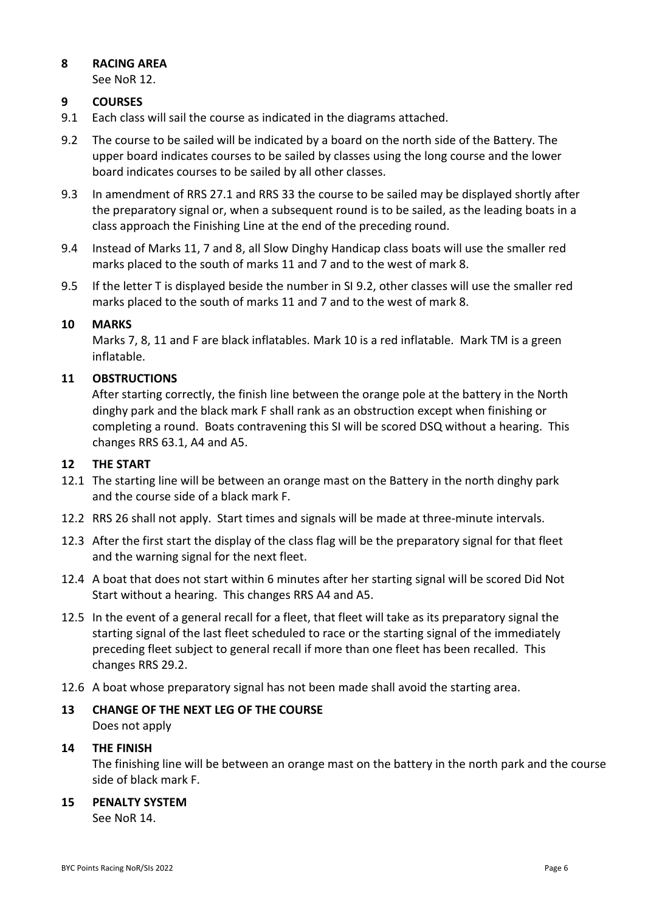## 8 RACING AREA

See NoR 12.

## 9 COURSES

9.1 Each class will sail the course as indicated in the diagrams attached.

9.2 The course to be sailed will be indicated by a board on the north side of the Battery. The upper board indicates courses to be sailed by classes using the long course and the lower board indicates courses to be sailed by all other classes.

9.3 In amendment of RRS 27.1 and RRS 33 the course to be sailed may be displayed shortly after the preparatory signal or, when a subsequent round is to be sailed, as the leading boats in a class approach the Finishing Line at the end of the preceding round.

9.4 Instead of Marks 11, 7 and 8, all Slow Dinghy Handicap class boats will use the smaller red marks placed to the south of marks 11 and 7 and to the west of mark 8.

9.5 If the letter T is displayed beside the number in SI 9.2, other classes will use the smaller red marks placed to the south of marks 11 and 7 and to the west of mark 8.

## 10 MARKS

Marks 7, 8, 11 and F are black inflatables. Mark 10 is a red inflatable. Mark TM is a green inflatable.

## 11 OBSTRUCTIONS

After starting correctly, the finish line between the orange pole at the battery in the North dinghy park and the black mark F shall rank as an obstruction except when finishing or completing a round. Boats contravening this SI will be scored DSQ without a hearing. This changes RRS 63.1, A4 and A5.

## 12 THE START

12.1 The starting line will be between an orange mast on the Battery in the north dinghy park and the course side of a black mark F.

12.2 RRS 26 shall not apply. Start times and signals will be made at three-minute intervals.

12.3 After the first start the display of the class flag will be the preparatory signal for that fleet and the warning signal for the next fleet.

12.4 A boat that does not start within 6 minutes after her starting signal will be scored Did Not Start without a hearing. This changes RRS A4 and A5.

12.5 In the event of a general recall for a fleet, that fleet will take as its preparatory signal the starting signal of the last fleet scheduled to race or the starting signal of the immediately preceding fleet subject to general recall if more than one fleet has been recalled. This changes RRS 29.2.

12.6 A boat whose preparatory signal has not been made shall avoid the starting area.

## 13 CHANGE OF THE NEXT LEG OF THE COURSE

Does not apply

## 14 THE FINISH

The finishing line will be between an orange mast on the battery in the north park and the course side of black mark F.

## 15 PENALTY SYSTEM

See NoR 14.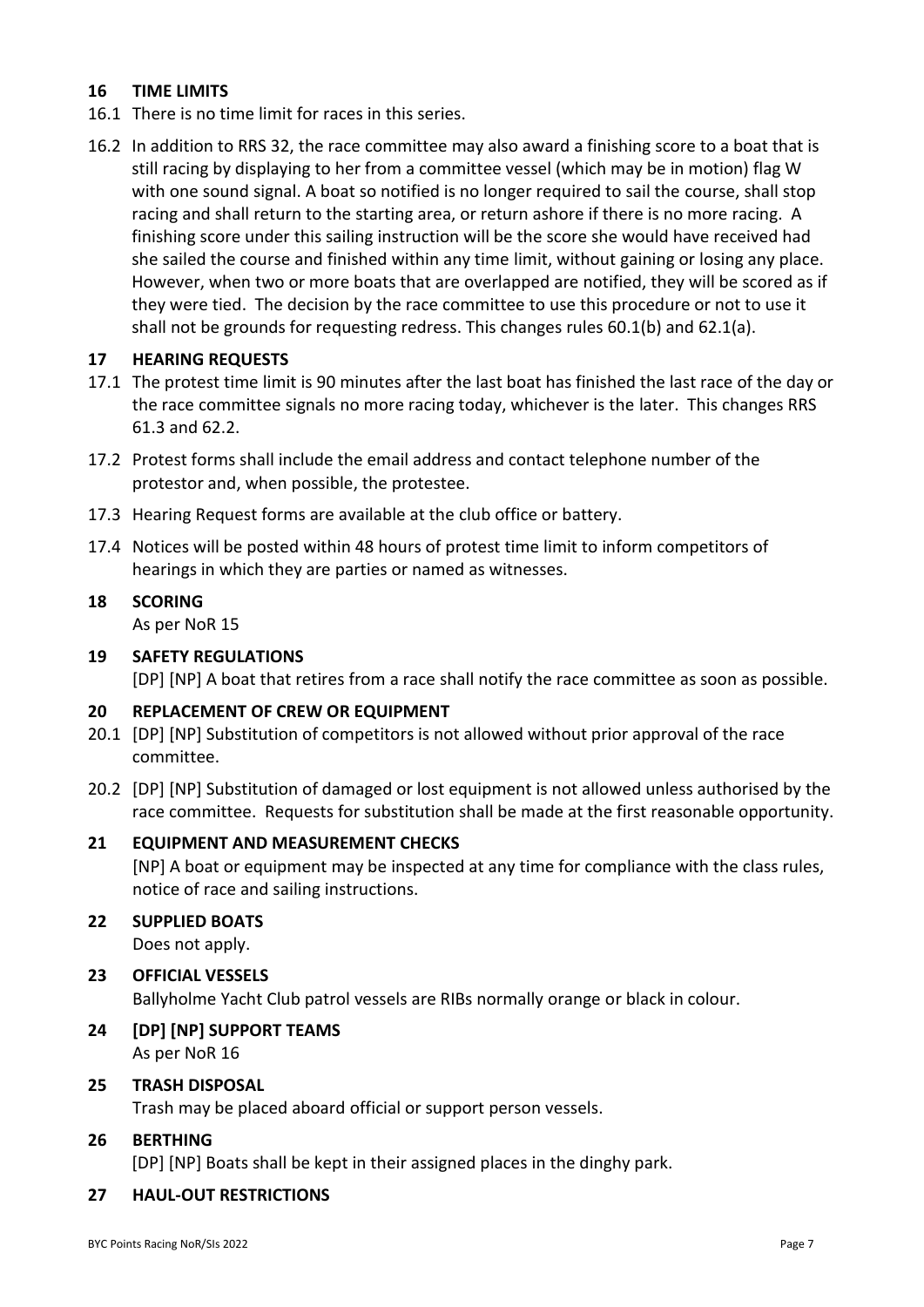## 16 TIME LIMITS

16.1 There is no time limit for races in this series.

16.2 In addition to RRS 32, the race committee may also award a finishing score to a boat that is still racing by displaying to her from a committee vessel (which may be in motion) flag W with one sound signal. A boat so notified is no longer required to sail the course, shall stop racing and shall return to the starting area, or return ashore if there is no more racing. A finishing score under this sailing instruction will be the score she would have received had she sailed the course and finished within any time limit, without gaining or losing any place. However, when two or more boats that are overlapped are notified, they will be scored as if they were tied. The decision by the race committee to use this procedure or not to use it shall not be grounds for requesting redress. This changes rules 60.1(b) and 62.1(a).

## 17 HEARING REQUESTS

17.1 The protest time limit is 90 minutes after the last boat has finished the last race of the day or the race committee signals no more racing today, whichever is the later. This changes RRS 61.3 and 62.2.

17.2 Protest forms shall include the email address and contact telephone number of the protestor and, when possible, the protestee.

17.3 Hearing Request forms are available at the club office or battery.

17.4 Notices will be posted within 48 hours of protest time limit to inform competitors of hearings in which they are parties or named as witnesses.

## 18 SCORING

As per NoR 15

## 19 SAFETY REGULATIONS

[DP] [NP] A boat that retires from a race shall notify the race committee as soon as possible.

## 20 REPLACEMENT OF CREW OR EQUIPMENT

20.1 [DP] [NP] Substitution of competitors is not allowed without prior approval of the race committee.

20.2 [DP] [NP] Substitution of damaged or lost equipment is not allowed unless authorised by the race committee. Requests for substitution shall be made at the first reasonable opportunity.

## 21 EQUIPMENT AND MEASUREMENT CHECKS

[NP] A boat or equipment may be inspected at any time for compliance with the class rules, notice of race and sailing instructions.

## 22 SUPPLIED BOATS

Does not apply.

## 23 OFFICIAL VESSELS

Ballyholme Yacht Club patrol vessels are RIBs normally orange or black in colour.

## 24 [DP] [NP] SUPPORT TEAMS

As per NoR 16

## 25 TRASH DISPOSAL

Trash may be placed aboard official or support person vessels.

## 26 BERTHING

[DP] [NP] Boats shall be kept in their assigned places in the dinghy park.

## 27 HAUL-OUT RESTRICTIONS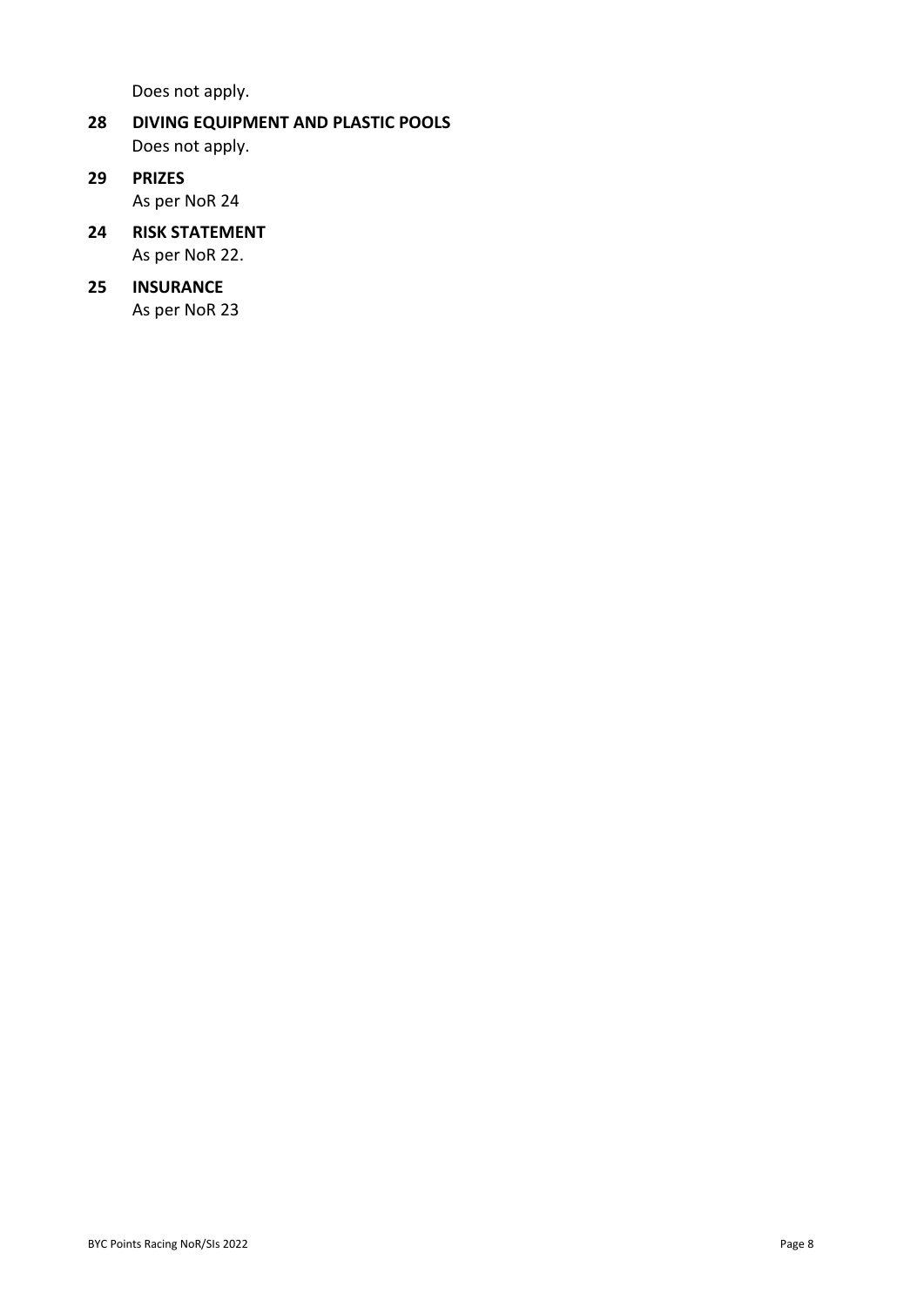Does not apply.

## 28 DIVING EQUIPMENT AND PLASTIC POOLS

Does not apply.

## 29 PRIZES

As per NoR 24

## 24 RISK STATEMENT

As per NoR 22.

## 25 INSURANCE

As per NoR 23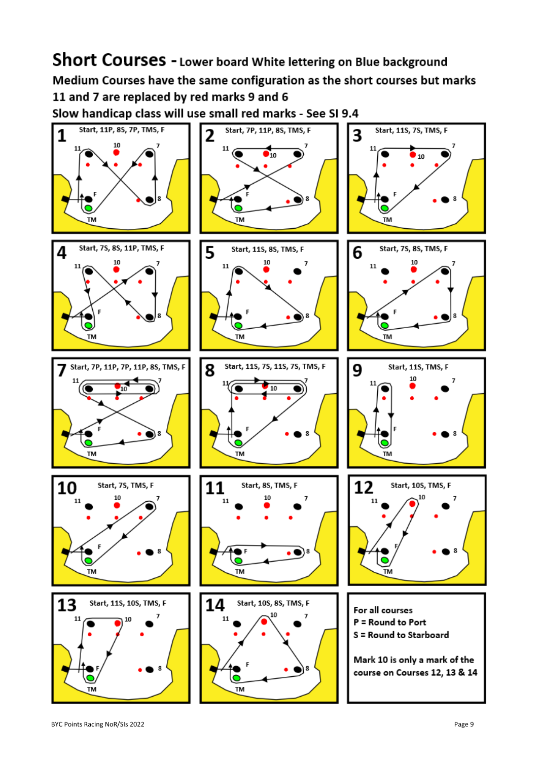# Short Courses - Lower board White lettering on Blue background

**Medium Courses have the same configuration as the short courses but marks 11 and 7 are replaced by red marks 9 and 6**

**Slow handicap class will use small red marks - See SI 9.4**

| Course | Sequence |
| --- | --- |
| 1 | Start, 11P, 8S, 7P, TMS, F |
| 2 | Start, 7P, 11P, 8S, TMS, F |
| 3 | Start, 11S, 7S, TMS, F |
| 4 | Start, 7S, 8S, 11P, TMS, F |
| 5 | Start, 11S, 8S, TMS, F |
| 6 | Start, 7S, 8S, TMS, F |
| 7 | Start, 7P, 11P, 7P, 11P, 8S, TMS, F |
| 8 | Start, 11S, 7S, 11S, 7S, TMS, F |
| 9 | Start, 11S, TMS, F |
| 10 | Start, 7S, TMS, F |
| 11 | Start, 8S, TMS, F |
| 12 | Start, 10S, TMS, F |
| 13 | Start, 11S, 10S, TMS, F |
| 14 | Start, 10S, 8S, TMS, F |

**For all courses**

**P = Round to Port**

**S = Round to Starboard**

**Mark 10 is only a mark of the course on Courses 12, 13 & 14**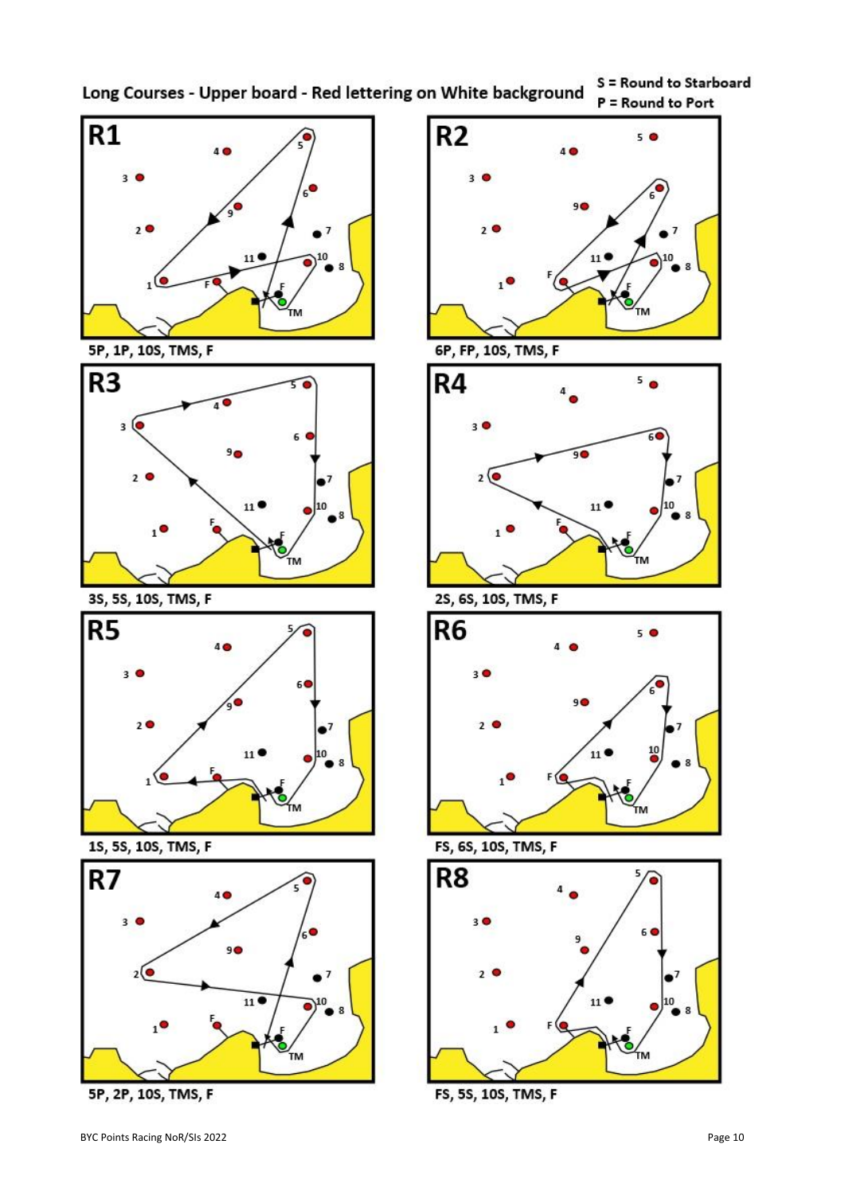# Long Courses - Upper board - Red lettering on White background

S = Round to Starboard
P = Round to Port

## R1

5P, 1P, 10S, TMS, F

## R2

6P, FP, 10S, TMS, F

## R3

3S, 5S, 10S, TMS, F

## R4

2S, 6S, 10S, TMS, F

## R5

1S, 5S, 10S, TMS, F

## R6

FS, 6S, 10S, TMS, F

## R7

5P, 2P, 10S, TMS, F

## R8

FS, 5S, 10S, TMS, F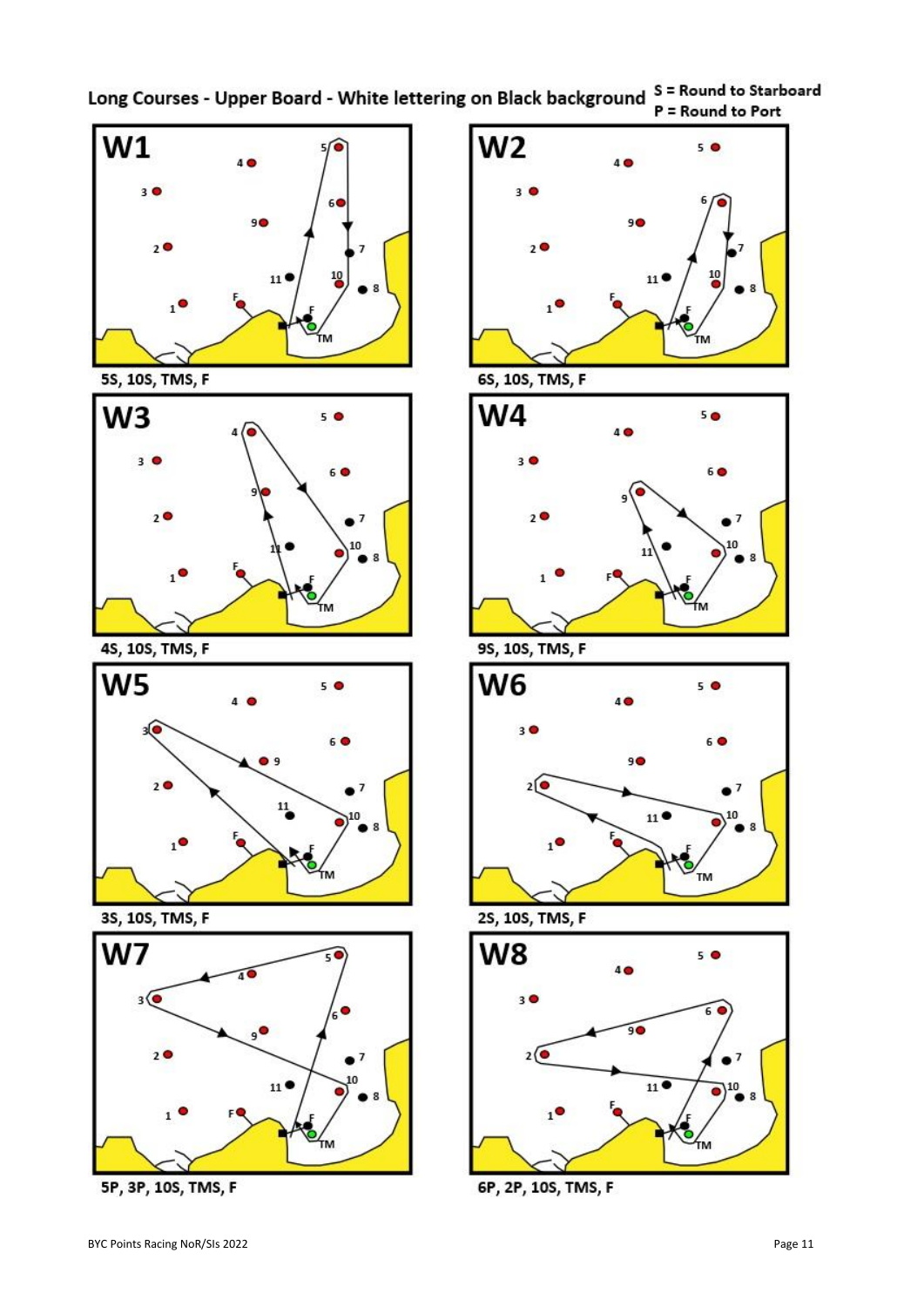Long Courses - Upper Board - White lettering on Black background

S = Round to Starboard
P = Round to Port

W1

5S, 10S, TMS, F

W2

6S, 10S, TMS, F

W3

4S, 10S, TMS, F

W4

9S, 10S, TMS, F

W5

3S, 10S, TMS, F

W6

2S, 10S, TMS, F

W7

5P, 3P, 10S, TMS, F

W8

6P, 2P, 10S, TMS, F

BYC Points Racing NoR/SIs 2022